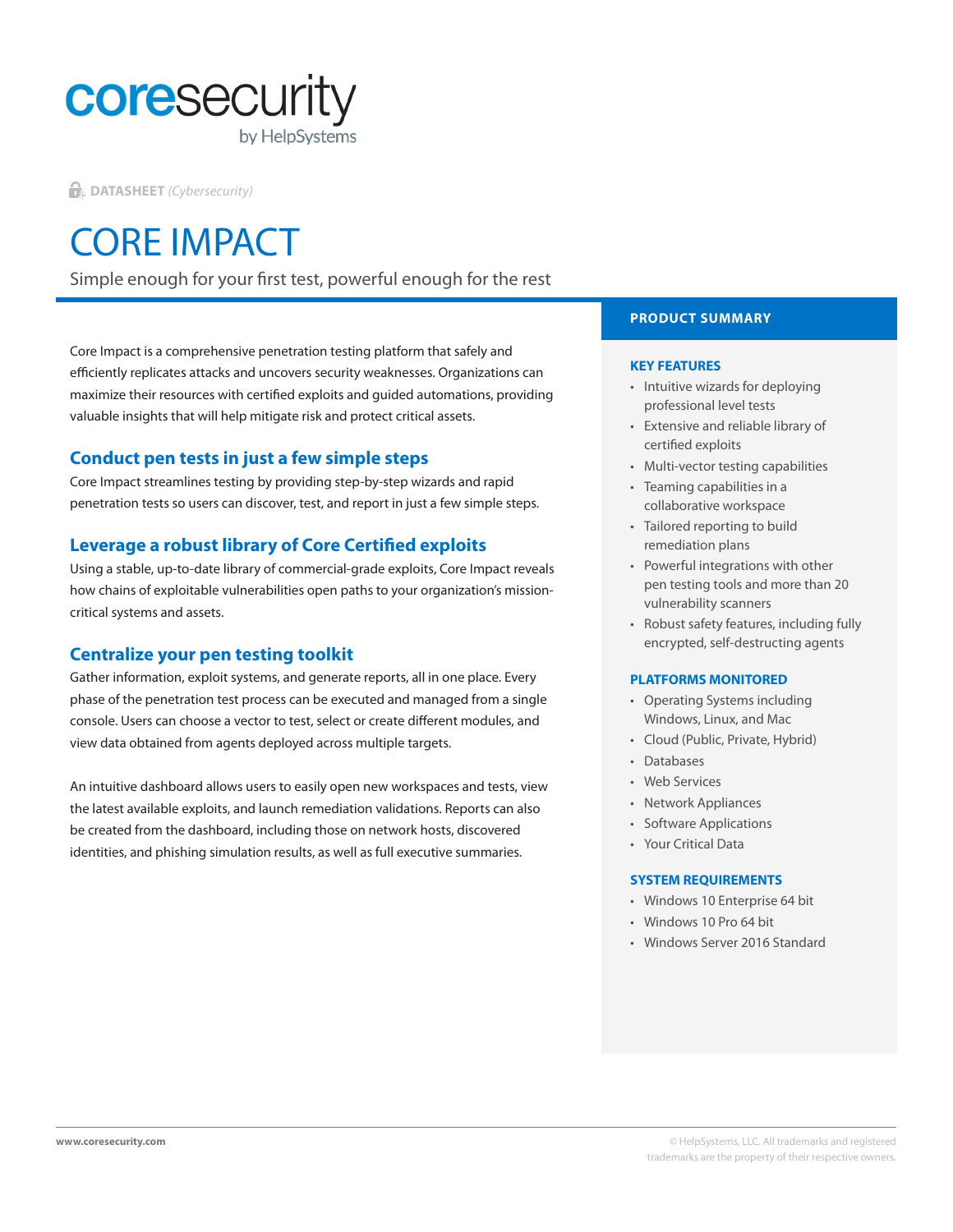coresecurity
by HelpSystems

DATASHEET *(Cybersecurity)*

# CORE IMPACT

Simple enough for your first test, powerful enough for the rest

Core Impact is a comprehensive penetration testing platform that safely and efficiently replicates attacks and uncovers security weaknesses. Organizations can maximize their resources with certified exploits and guided automations, providing valuable insights that will help mitigate risk and protect critical assets.

## Conduct pen tests in just a few simple steps

Core Impact streamlines testing by providing step-by-step wizards and rapid penetration tests so users can discover, test, and report in just a few simple steps.

## Leverage a robust library of Core Certified exploits

Using a stable, up-to-date library of commercial-grade exploits, Core Impact reveals how chains of exploitable vulnerabilities open paths to your organization's mission-critical systems and assets.

## Centralize your pen testing toolkit

Gather information, exploit systems, and generate reports, all in one place. Every phase of the penetration test process can be executed and managed from a single console. Users can choose a vector to test, select or create different modules, and view data obtained from agents deployed across multiple targets.

An intuitive dashboard allows users to easily open new workspaces and tests, view the latest available exploits, and launch remediation validations. Reports can also be created from the dashboard, including those on network hosts, discovered identities, and phishing simulation results, as well as full executive summaries.

## PRODUCT SUMMARY

### KEY FEATURES

- Intuitive wizards for deploying professional level tests
- Extensive and reliable library of certified exploits
- Multi-vector testing capabilities
- Teaming capabilities in a collaborative workspace
- Tailored reporting to build remediation plans
- Powerful integrations with other pen testing tools and more than 20 vulnerability scanners
- Robust safety features, including fully encrypted, self-destructing agents

### PLATFORMS MONITORED

- Operating Systems including Windows, Linux, and Mac
- Cloud (Public, Private, Hybrid)
- Databases
- Web Services
- Network Appliances
- Software Applications
- Your Critical Data

### SYSTEM REQUIREMENTS

- Windows 10 Enterprise 64 bit
- Windows 10 Pro 64 bit
- Windows Server 2016 Standard

www.coresecurity.com

© HelpSystems, LLC. All trademarks and registered trademarks are the property of their respective owners.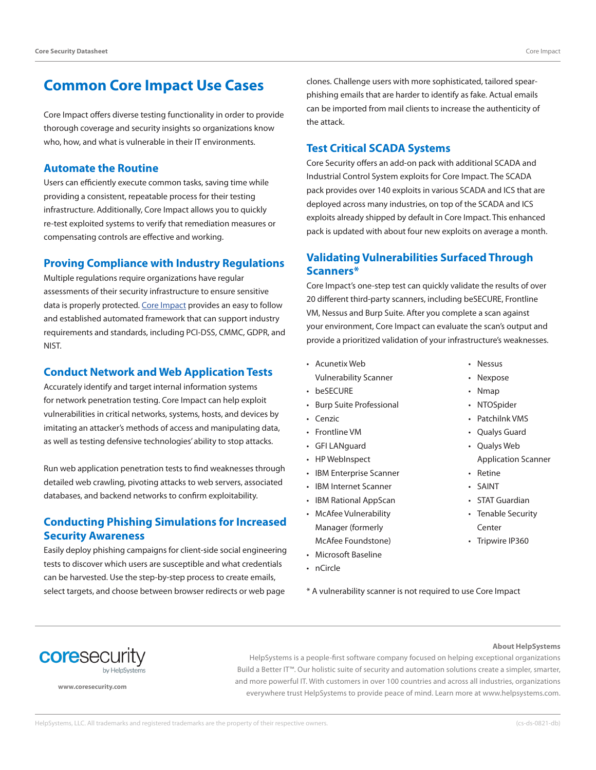# Common Core Impact Use Cases

Core Impact offers diverse testing functionality in order to provide thorough coverage and security insights so organizations know who, how, and what is vulnerable in their IT environments.

## Automate the Routine

Users can efficiently execute common tasks, saving time while providing a consistent, repeatable process for their testing infrastructure. Additionally, Core Impact allows you to quickly re-test exploited systems to verify that remediation measures or compensating controls are effective and working.

## Proving Compliance with Industry Regulations

Multiple regulations require organizations have regular assessments of their security infrastructure to ensure sensitive data is properly protected. Core Impact provides an easy to follow and established automated framework that can support industry requirements and standards, including PCI-DSS, CMMC, GDPR, and NIST.

## Conduct Network and Web Application Tests

Accurately identify and target internal information systems for network penetration testing. Core Impact can help exploit vulnerabilities in critical networks, systems, hosts, and devices by imitating an attacker's methods of access and manipulating data, as well as testing defensive technologies' ability to stop attacks.

Run web application penetration tests to find weaknesses through detailed web crawling, pivoting attacks to web servers, associated databases, and backend networks to confirm exploitability.

## Conducting Phishing Simulations for Increased Security Awareness

Easily deploy phishing campaigns for client-side social engineering tests to discover which users are susceptible and what credentials can be harvested. Use the step-by-step process to create emails, select targets, and choose between browser redirects or web page clones. Challenge users with more sophisticated, tailored spear-phishing emails that are harder to identify as fake. Actual emails can be imported from mail clients to increase the authenticity of the attack.

## Test Critical SCADA Systems

Core Security offers an add-on pack with additional SCADA and Industrial Control System exploits for Core Impact. The SCADA pack provides over 140 exploits in various SCADA and ICS that are deployed across many industries, on top of the SCADA and ICS exploits already shipped by default in Core Impact. This enhanced pack is updated with about four new exploits on average a month.

## Validating Vulnerabilities Surfaced Through Scanners*

Core Impact's one-step test can quickly validate the results of over 20 different third-party scanners, including beSECURE, Frontline VM, Nessus and Burp Suite. After you complete a scan against your environment, Core Impact can evaluate the scan's output and provide a prioritized validation of your infrastructure's weaknesses.

- Acunetix Web Vulnerability Scanner
- beSECURE
- Burp Suite Professional
- Cenzic
- Frontline VM
- GFI LANguard
- HP WebInspect
- IBM Enterprise Scanner
- IBM Internet Scanner
- IBM Rational AppScan
- McAfee Vulnerability Manager (formerly McAfee Foundstone)
- Microsoft Baseline
- nCircle
- Nessus
- Nexpose
- Nmap
- NTOSpider
- Patchilnk VMS
- Qualys Guard
- Qualys Web Application Scanner
- Retine
- SAINT
- STAT Guardian
- Tenable Security Center
- Tripwire IP360

* A vulnerability scanner is not required to use Core Impact

coresecurity by HelpSystems

www.coresecurity.com

**About HelpSystems**

HelpSystems is a people-first software company focused on helping exceptional organizations Build a Better IT™. Our holistic suite of security and automation solutions create a simpler, smarter, and more powerful IT. With customers in over 100 countries and across all industries, organizations everywhere trust HelpSystems to provide peace of mind. Learn more at www.helpsystems.com.

HelpSystems, LLC. All trademarks and registered trademarks are the property of their respective owners.

(cs-ds-0821-db)